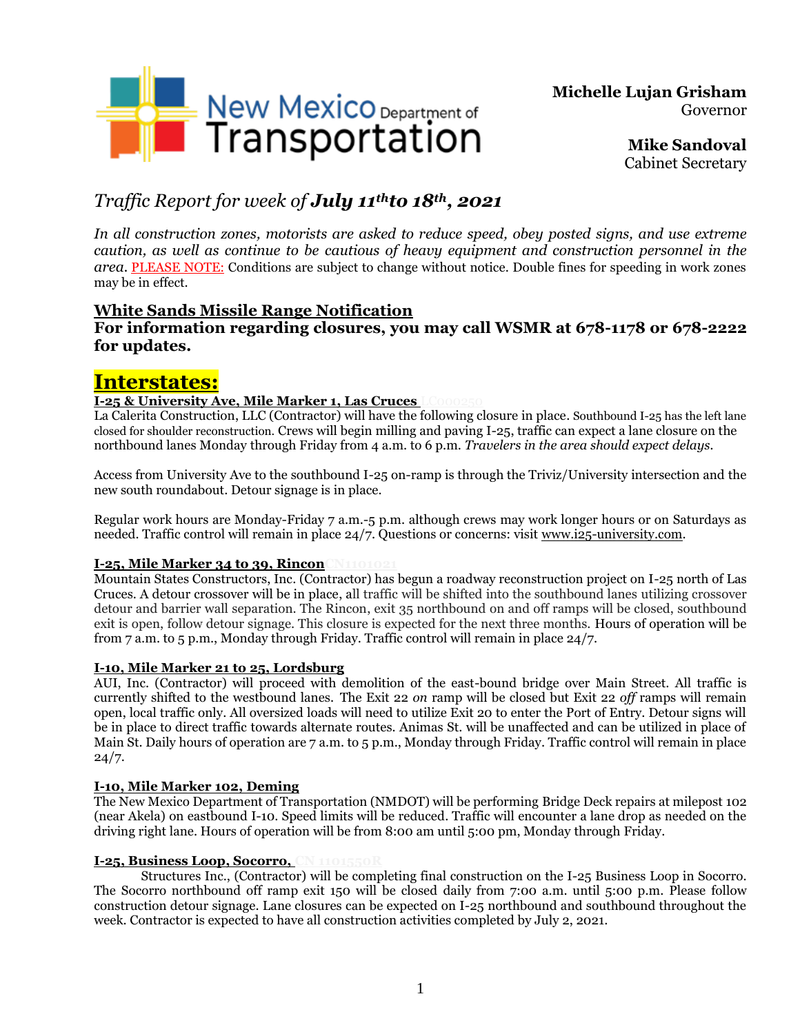New Mexico Department of Transportation

**Michelle Lujan Grisham**
Governor

**Mike Sandoval**
Cabinet Secretary

# *Traffic Report for week of **July 11th to 18th, 2021***

*In all construction zones, motorists are asked to reduce speed, obey posted signs, and use extreme caution, as well as continue to be cautious of heavy equipment and construction personnel in the area.* PLEASE NOTE: Conditions are subject to change without notice. Double fines for speeding in work zones may be in effect.

## White Sands Missile Range Notification

**For information regarding closures, you may call WSMR at 678-1178 or 678-2222 for updates.**

# Interstates:

### I-25 & University Ave, Mile Marker 1, Las Cruces LC00250

La Calerita Construction, LLC (Contractor) will have the following closure in place. Southbound I-25 has the left lane closed for shoulder reconstruction. Crews will begin milling and paving I-25, traffic can expect a lane closure on the northbound lanes Monday through Friday from 4 a.m. to 6 p.m. *Travelers in the area should expect delays.*

Access from University Ave to the southbound I-25 on-ramp is through the Triviz/University intersection and the new south roundabout. Detour signage is in place.

Regular work hours are Monday-Friday 7 a.m.-5 p.m. although crews may work longer hours or on Saturdays as needed. Traffic control will remain in place 24/7. Questions or concerns: visit www.i25-university.com.

### I-25, Mile Marker 34 to 39, Rincon CN1101021

Mountain States Constructors, Inc. (Contractor) has begun a roadway reconstruction project on I-25 north of Las Cruces. A detour crossover will be in place, all traffic will be shifted into the southbound lanes utilizing crossover detour and barrier wall separation. The Rincon, exit 35 northbound on and off ramps will be closed, southbound exit is open, follow detour signage. This closure is expected for the next three months. Hours of operation will be from 7 a.m. to 5 p.m., Monday through Friday. Traffic control will remain in place 24/7.

### I-10, Mile Marker 21 to 25, Lordsburg

AUI, Inc. (Contractor) will proceed with demolition of the east-bound bridge over Main Street. All traffic is currently shifted to the westbound lanes. The Exit 22 *on* ramp will be closed but Exit 22 *off* ramps will remain open, local traffic only. All oversized loads will need to utilize Exit 20 to enter the Port of Entry. Detour signs will be in place to direct traffic towards alternate routes. Animas St. will be unaffected and can be utilized in place of Main St. Daily hours of operation are 7 a.m. to 5 p.m., Monday through Friday. Traffic control will remain in place 24/7.

### I-10, Mile Marker 102, Deming

The New Mexico Department of Transportation (NMDOT) will be performing Bridge Deck repairs at milepost 102 (near Akela) on eastbound I-10. Speed limits will be reduced. Traffic will encounter a lane drop as needed on the driving right lane. Hours of operation will be from 8:00 am until 5:00 pm, Monday through Friday.

### I-25, Business Loop, Socorro, CN 1101550R

Structures Inc., (Contractor) will be completing final construction on the I-25 Business Loop in Socorro. The Socorro northbound off ramp exit 150 will be closed daily from 7:00 a.m. until 5:00 p.m. Please follow construction detour signage. Lane closures can be expected on I-25 northbound and southbound throughout the week. Contractor is expected to have all construction activities completed by July 2, 2021.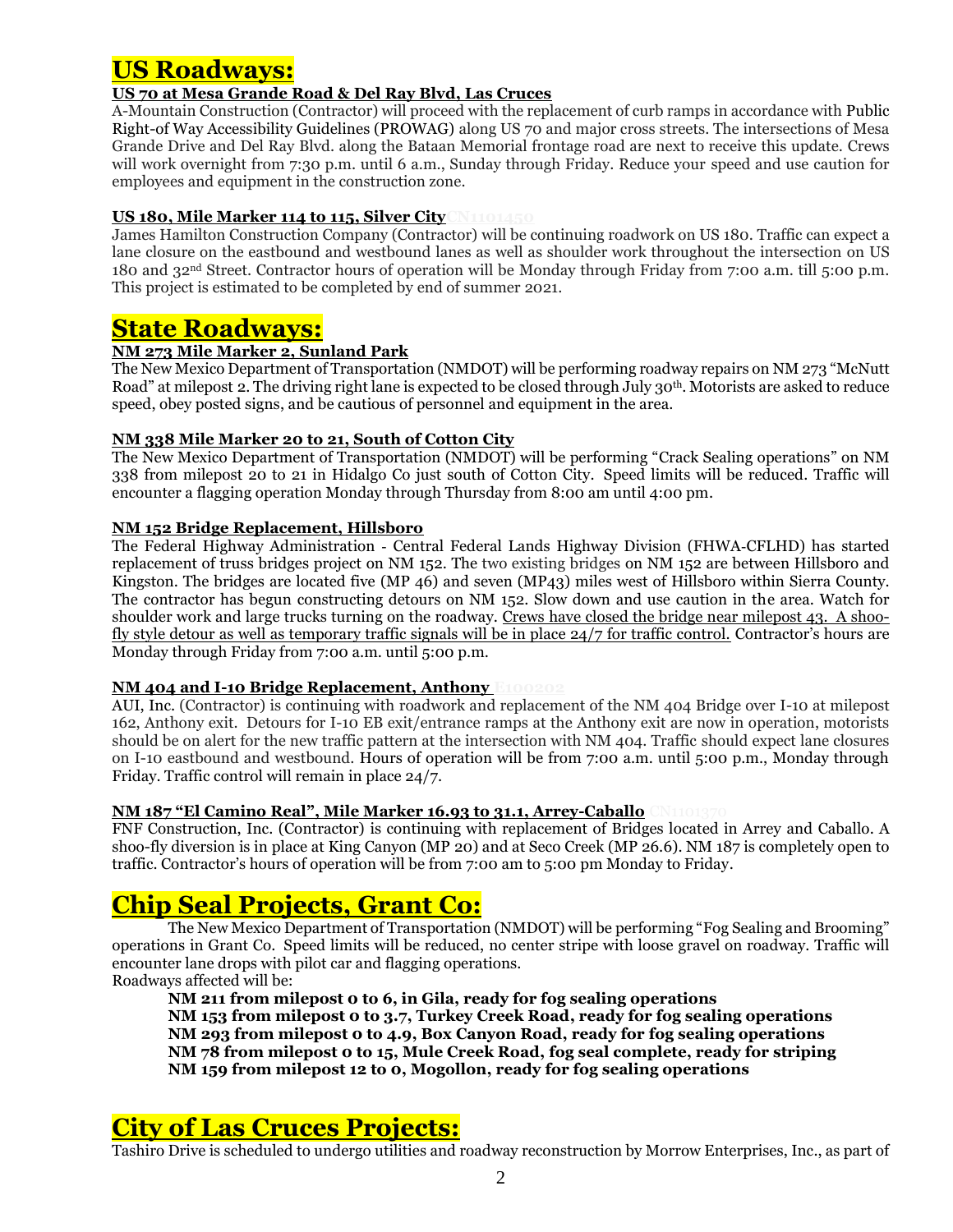# US Roadways:

**US 70 at Mesa Grande Road & Del Ray Blvd, Las Cruces**

A-Mountain Construction (Contractor) will proceed with the replacement of curb ramps in accordance with Public Right-of Way Accessibility Guidelines (PROWAG) along US 70 and major cross streets. The intersections of Mesa Grande Drive and Del Ray Blvd. along the Bataan Memorial frontage road are next to receive this update. Crews will work overnight from 7:30 p.m. until 6 a.m., Sunday through Friday. Reduce your speed and use caution for employees and equipment in the construction zone.

**US 180, Mile Marker 114 to 115, Silver City** CN1101450

James Hamilton Construction Company (Contractor) will be continuing roadwork on US 180. Traffic can expect a lane closure on the eastbound and westbound lanes as well as shoulder work throughout the intersection on US 180 and 32nd Street. Contractor hours of operation will be Monday through Friday from 7:00 a.m. till 5:00 p.m. This project is estimated to be completed by end of summer 2021.

# State Roadways:

**NM 273 Mile Marker 2, Sunland Park**

The New Mexico Department of Transportation (NMDOT) will be performing roadway repairs on NM 273 "McNutt Road" at milepost 2. The driving right lane is expected to be closed through July 30th. Motorists are asked to reduce speed, obey posted signs, and be cautious of personnel and equipment in the area.

**NM 338 Mile Marker 20 to 21, South of Cotton City**

The New Mexico Department of Transportation (NMDOT) will be performing "Crack Sealing operations" on NM 338 from milepost 20 to 21 in Hidalgo Co just south of Cotton City. Speed limits will be reduced. Traffic will encounter a flagging operation Monday through Thursday from 8:00 am until 4:00 pm.

**NM 152 Bridge Replacement, Hillsboro**

The Federal Highway Administration - Central Federal Lands Highway Division (FHWA-CFLHD) has started replacement of truss bridges project on NM 152. The two existing bridges on NM 152 are between Hillsboro and Kingston. The bridges are located five (MP 46) and seven (MP43) miles west of Hillsboro within Sierra County. The contractor has begun constructing detours on NM 152. Slow down and use caution in the area. Watch for shoulder work and large trucks turning on the roadway. Crews have closed the bridge near milepost 43. A shoo-fly style detour as well as temporary traffic signals will be in place 24/7 for traffic control. Contractor's hours are Monday through Friday from 7:00 a.m. until 5:00 p.m.

**NM 404 and I-10 Bridge Replacement, Anthony** E100202

AUI, Inc. (Contractor) is continuing with roadwork and replacement of the NM 404 Bridge over I-10 at milepost 162, Anthony exit. Detours for I-10 EB exit/entrance ramps at the Anthony exit are now in operation, motorists should be on alert for the new traffic pattern at the intersection with NM 404. Traffic should expect lane closures on I-10 eastbound and westbound. Hours of operation will be from 7:00 a.m. until 5:00 p.m., Monday through Friday. Traffic control will remain in place 24/7.

**NM 187 "El Camino Real", Mile Marker 16.93 to 31.1, Arrey-Caballo** CN1101370

FNF Construction, Inc. (Contractor) is continuing with replacement of Bridges located in Arrey and Caballo. A shoo-fly diversion is in place at King Canyon (MP 20) and at Seco Creek (MP 26.6). NM 187 is completely open to traffic. Contractor's hours of operation will be from 7:00 am to 5:00 pm Monday to Friday.

# Chip Seal Projects, Grant Co:

The New Mexico Department of Transportation (NMDOT) will be performing "Fog Sealing and Brooming" operations in Grant Co. Speed limits will be reduced, no center stripe with loose gravel on roadway. Traffic will encounter lane drops with pilot car and flagging operations.

Roadways affected will be:

**NM 211 from milepost 0 to 6, in Gila, ready for fog sealing operations**
**NM 153 from milepost 0 to 3.7, Turkey Creek Road, ready for fog sealing operations**
**NM 293 from milepost 0 to 4.9, Box Canyon Road, ready for fog sealing operations**
**NM 78 from milepost 0 to 15, Mule Creek Road, fog seal complete, ready for striping**
**NM 159 from milepost 12 to 0, Mogollon, ready for fog sealing operations**

# City of Las Cruces Projects:

Tashiro Drive is scheduled to undergo utilities and roadway reconstruction by Morrow Enterprises, Inc., as part of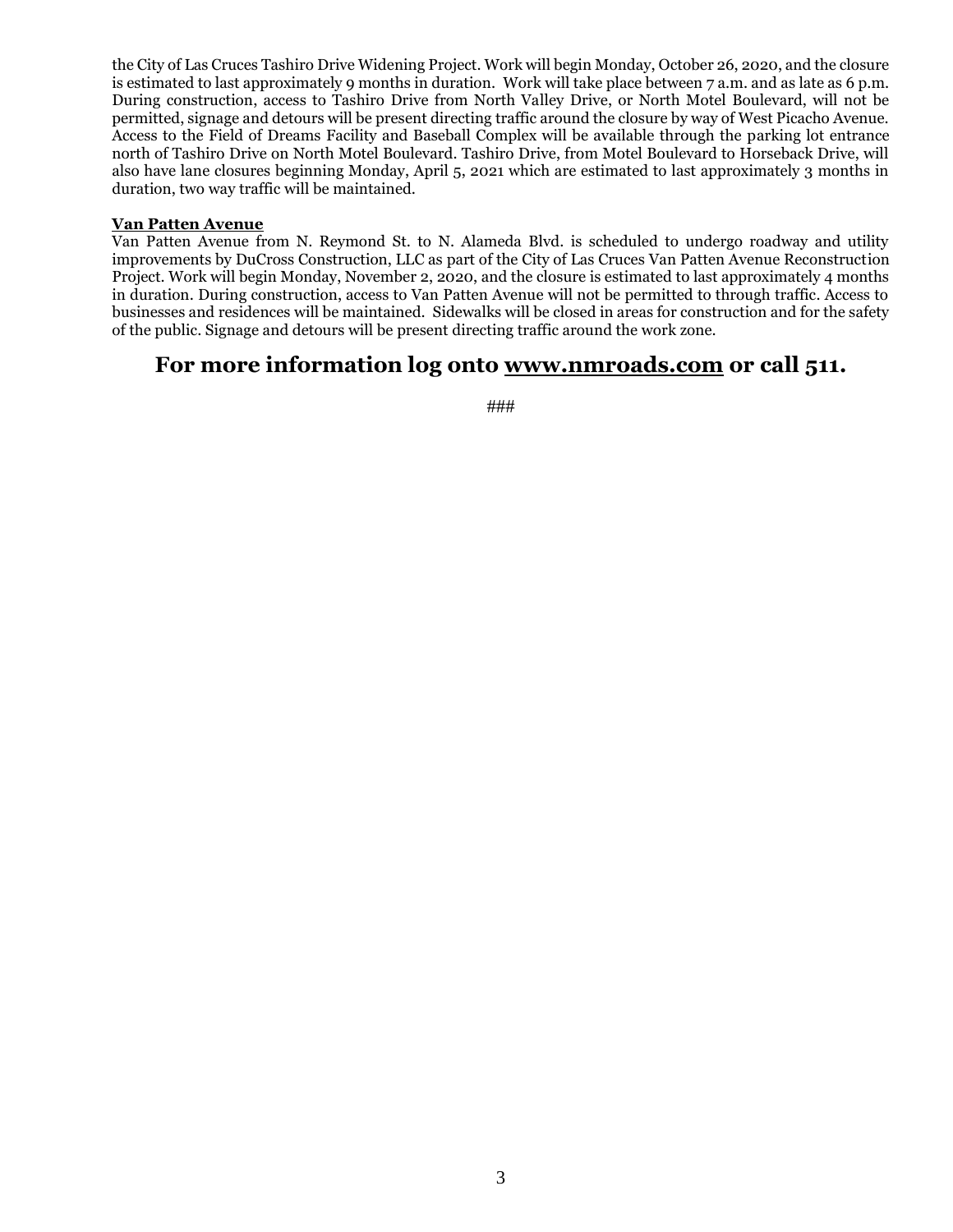the City of Las Cruces Tashiro Drive Widening Project. Work will begin Monday, October 26, 2020, and the closure is estimated to last approximately 9 months in duration. Work will take place between 7 a.m. and as late as 6 p.m. During construction, access to Tashiro Drive from North Valley Drive, or North Motel Boulevard, will not be permitted, signage and detours will be present directing traffic around the closure by way of West Picacho Avenue. Access to the Field of Dreams Facility and Baseball Complex will be available through the parking lot entrance north of Tashiro Drive on North Motel Boulevard. Tashiro Drive, from Motel Boulevard to Horseback Drive, will also have lane closures beginning Monday, April 5, 2021 which are estimated to last approximately 3 months in duration, two way traffic will be maintained.

**Van Patten Avenue**

Van Patten Avenue from N. Reymond St. to N. Alameda Blvd. is scheduled to undergo roadway and utility improvements by DuCross Construction, LLC as part of the City of Las Cruces Van Patten Avenue Reconstruction Project. Work will begin Monday, November 2, 2020, and the closure is estimated to last approximately 4 months in duration. During construction, access to Van Patten Avenue will not be permitted to through traffic. Access to businesses and residences will be maintained. Sidewalks will be closed in areas for construction and for the safety of the public. Signage and detours will be present directing traffic around the work zone.

## For more information log onto www.nmroads.com or call 511.

###